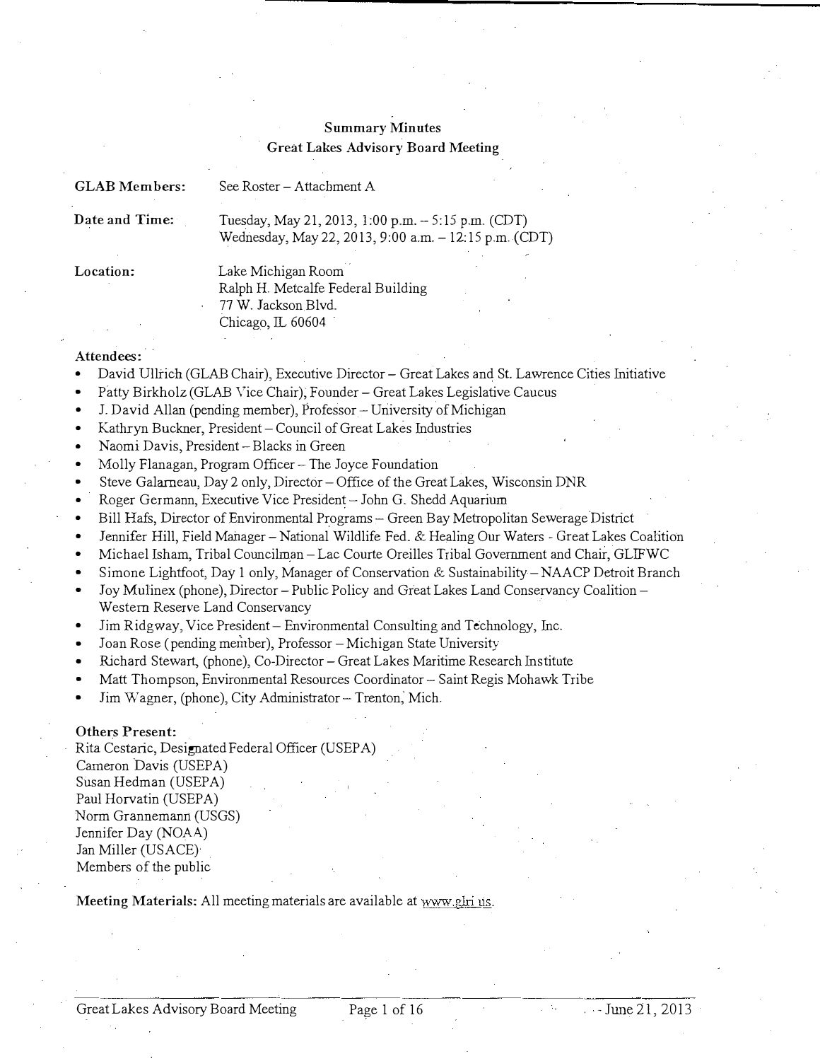# Summary Minutes
## Great Lakes Advisory Board Meeting

**GLAB Members:** See Roster – Attachment A

**Date and Time:** Tuesday, May 21, 2013, 1:00 p.m. – 5:15 p.m. (CDT)
Wednesday, May 22, 2013, 9:00 a.m. – 12:15 p.m. (CDT)

**Location:** Lake Michigan Room
Ralph H. Metcalfe Federal Building
77 W. Jackson Blvd.
Chicago, IL 60604

**Attendees:**

- David Ullrich (GLAB Chair), Executive Director – Great Lakes and St. Lawrence Cities Initiative
- Patty Birkholz (GLAB Vice Chair), Founder – Great Lakes Legislative Caucus
- J. David Allan (pending member), Professor – University of Michigan
- Kathryn Buckner, President – Council of Great Lakes Industries
- Naomi Davis, President – Blacks in Green
- Molly Flanagan, Program Officer – The Joyce Foundation
- Steve Galarneau, Day 2 only, Director – Office of the Great Lakes, Wisconsin DNR
- Roger Germann, Executive Vice President – John G. Shedd Aquarium
- Bill Hafs, Director of Environmental Programs – Green Bay Metropolitan Sewerage District
- Jennifer Hill, Field Manager – National Wildlife Fed. & Healing Our Waters - Great Lakes Coalition
- Michael Isham, Tribal Councilman – Lac Courte Oreilles Tribal Government and Chair, GLIFWC
- Simone Lightfoot, Day 1 only, Manager of Conservation & Sustainability – NAACP Detroit Branch
- Joy Mulinex (phone), Director – Public Policy and Great Lakes Land Conservancy Coalition – Western Reserve Land Conservancy
- Jim Ridgway, Vice President – Environmental Consulting and Technology, Inc.
- Joan Rose (pending member), Professor – Michigan State University
- Richard Stewart, (phone), Co-Director – Great Lakes Maritime Research Institute
- Matt Thompson, Environmental Resources Coordinator – Saint Regis Mohawk Tribe
- Jim Wagner, (phone), City Administrator – Trenton, Mich.

**Others Present:**

Rita Cestaric, Designated Federal Officer (USEPA)
Cameron Davis (USEPA)
Susan Hedman (USEPA)
Paul Horvatin (USEPA)
Norm Grannemann (USGS)
Jennifer Day (NOAA)
Jan Miller (USACE)
Members of the public

**Meeting Materials:** All meeting materials are available at www.glri.us.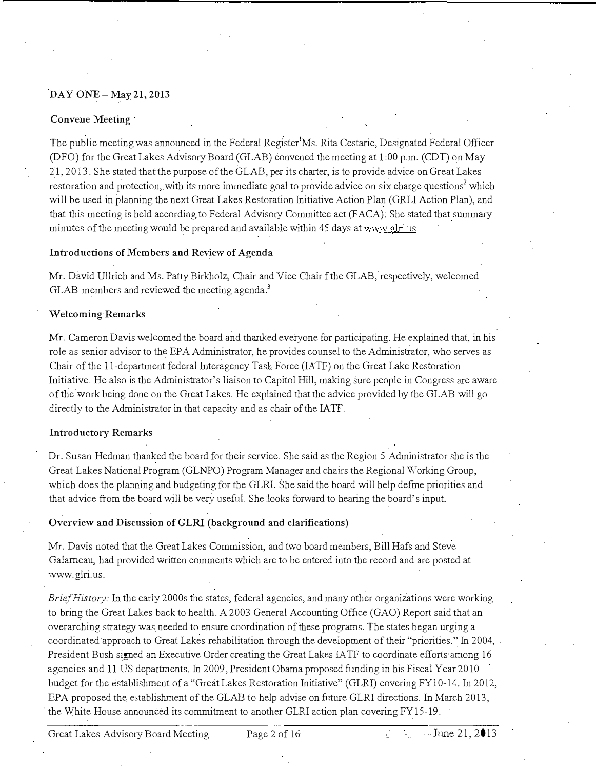## DAY ONE – May 21, 2013

### Convene Meeting

The public meeting was announced in the Federal Register[1]Ms. Rita Cestaric, Designated Federal Officer (DFO) for the Great Lakes Advisory Board (GLAB) convened the meeting at 1:00 p.m. (CDT) on May 21, 2013. She stated that the purpose of the GLAB, per its charter, is to provide advice on Great Lakes restoration and protection, with its more immediate goal to provide advice on six charge questions[2] which will be used in planning the next Great Lakes Restoration Initiative Action Plan (GRLI Action Plan), and that this meeting is held according to Federal Advisory Committee act (FACA). She stated that summary minutes of the meeting would be prepared and available within 45 days at www.glri.us.

### Introductions of Members and Review of Agenda

Mr. David Ullrich and Ms. Patty Birkholz, Chair and Vice Chair f the GLAB, respectively, welcomed GLAB members and reviewed the meeting agenda.[3]

### Welcoming Remarks

Mr. Cameron Davis welcomed the board and thanked everyone for participating. He explained that, in his role as senior advisor to the EPA Administrator, he provides counsel to the Administrator, who serves as Chair of the 11-department federal Interagency Task Force (IATF) on the Great Lake Restoration Initiative. He also is the Administrator's liaison to Capitol Hill, making sure people in Congress are aware of the work being done on the Great Lakes. He explained that the advice provided by the GLAB will go directly to the Administrator in that capacity and as chair of the IATF.

### Introductory Remarks

Dr. Susan Hedman thanked the board for their service. She said as the Region 5 Administrator she is the Great Lakes National Program (GLNPO) Program Manager and chairs the Regional Working Group, which does the planning and budgeting for the GLRI. She said the board will help define priorities and that advice from the board will be very useful. She looks forward to hearing the board's input.

### Overview and Discussion of GLRI (background and clarifications)

Mr. Davis noted that the Great Lakes Commission, and two board members, Bill Hafs and Steve Galarneau, had provided written comments which are to be entered into the record and are posted at www.glri.us.

*Brief History:* In the early 2000s the states, federal agencies, and many other organizations were working to bring the Great Lakes back to health. A 2003 General Accounting Office (GAO) Report said that an overarching strategy was needed to ensure coordination of these programs. The states began urging a coordinated approach to Great Lakes rehabilitation through the development of their "priorities." In 2004, President Bush signed an Executive Order creating the Great Lakes IATF to coordinate efforts among 16 agencies and 11 US departments. In 2009, President Obama proposed funding in his Fiscal Year 2010 budget for the establishment of a "Great Lakes Restoration Initiative" (GLRI) covering FY10-14. In 2012, EPA proposed the establishment of the GLAB to help advise on future GLRI directions. In March 2013, the White House announced its commitment to another GLRI action plan covering FY15-19.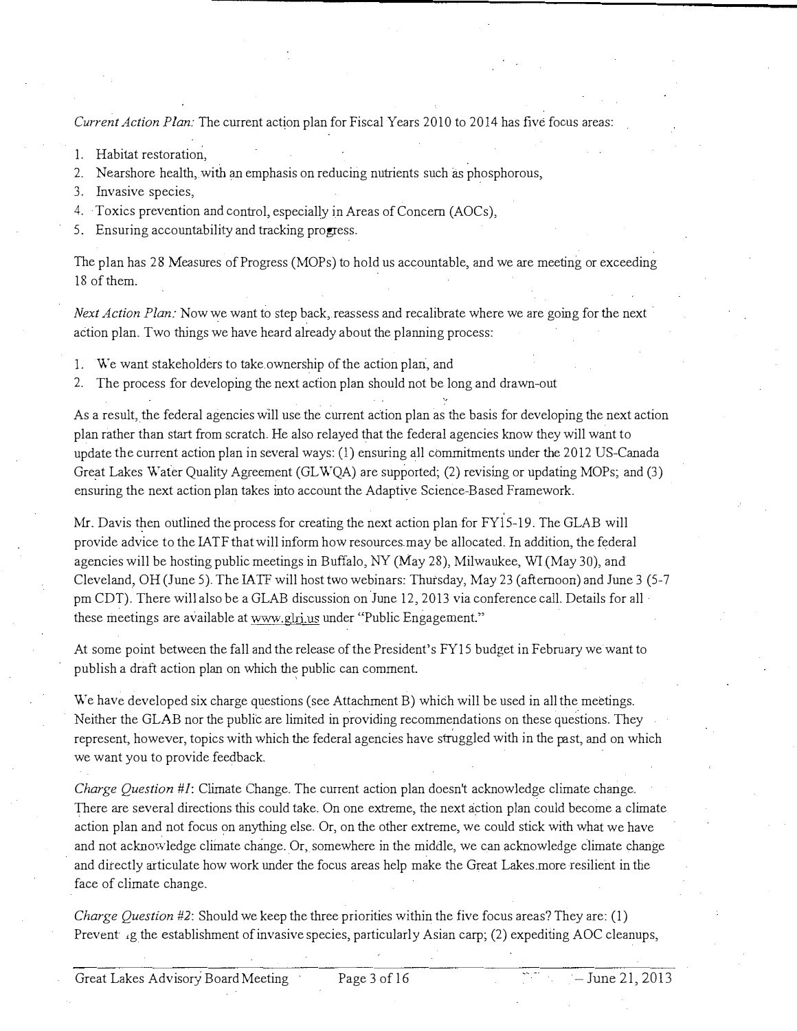*Current Action Plan:* The current action plan for Fiscal Years 2010 to 2014 has five focus areas:

1. Habitat restoration,
2. Nearshore health, with an emphasis on reducing nutrients such as phosphorous,
3. Invasive species,
4. Toxics prevention and control, especially in Areas of Concern (AOCs),
5. Ensuring accountability and tracking progress.

The plan has 28 Measures of Progress (MOPs) to hold us accountable, and we are meeting or exceeding 18 of them.

*Next Action Plan:* Now we want to step back, reassess and recalibrate where we are going for the next action plan. Two things we have heard already about the planning process:

1. We want stakeholders to take ownership of the action plan, and
2. The process for developing the next action plan should not be long and drawn-out

As a result, the federal agencies will use the current action plan as the basis for developing the next action plan rather than start from scratch. He also relayed that the federal agencies know they will want to update the current action plan in several ways: (1) ensuring all commitments under the 2012 US-Canada Great Lakes Water Quality Agreement (GLWQA) are supported; (2) revising or updating MOPs; and (3) ensuring the next action plan takes into account the Adaptive Science-Based Framework.

Mr. Davis then outlined the process for creating the next action plan for FY15-19. The GLAB will provide advice to the IATF that will inform how resources may be allocated. In addition, the federal agencies will be hosting public meetings in Buffalo, NY (May 28), Milwaukee, WI (May 30), and Cleveland, OH (June 5). The IATF will host two webinars: Thursday, May 23 (afternoon) and June 3 (5-7 pm CDT). There will also be a GLAB discussion on June 12, 2013 via conference call. Details for all these meetings are available at www.glri.us under "Public Engagement."

At some point between the fall and the release of the President's FY15 budget in February we want to publish a draft action plan on which the public can comment.

We have developed six charge questions (see Attachment B) which will be used in all the meetings. Neither the GLAB nor the public are limited in providing recommendations on these questions. They represent, however, topics with which the federal agencies have struggled with in the past, and on which we want you to provide feedback.

*Charge Question #1*: Climate Change. The current action plan doesn't acknowledge climate change. There are several directions this could take. On one extreme, the next action plan could become a climate action plan and not focus on anything else. Or, on the other extreme, we could stick with what we have and not acknowledge climate change. Or, somewhere in the middle, we can acknowledge climate change and directly articulate how work under the focus areas help make the Great Lakes more resilient in the face of climate change.

*Charge Question #2*: Should we keep the three priorities within the five focus areas? They are: (1) Preventing the establishment of invasive species, particularly Asian carp; (2) expediting AOC cleanups,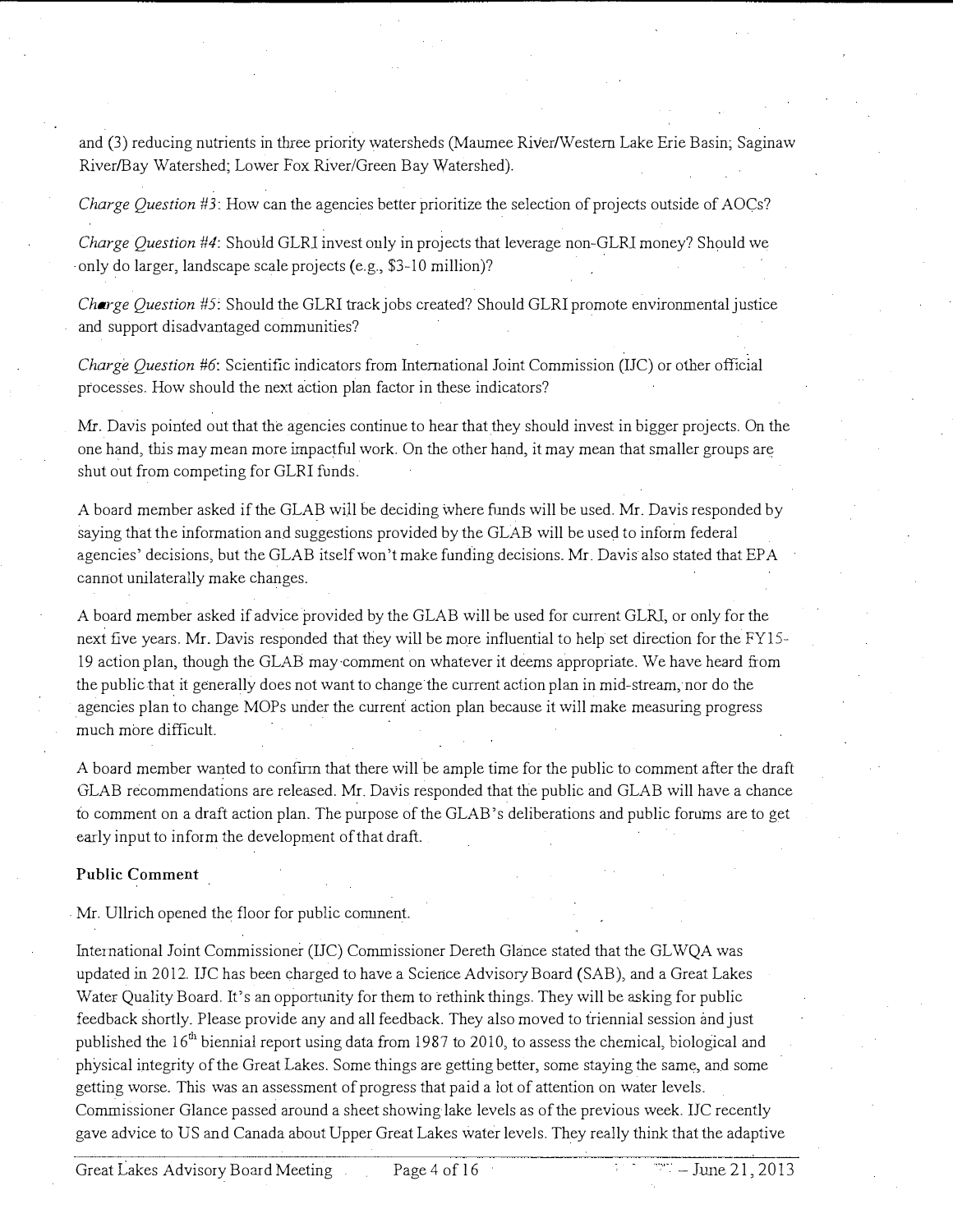and (3) reducing nutrients in three priority watersheds (Maumee River/Western Lake Erie Basin; Saginaw River/Bay Watershed; Lower Fox River/Green Bay Watershed).

*Charge Question #3*: How can the agencies better prioritize the selection of projects outside of AOCs?

*Charge Question #4*: Should GLRI invest only in projects that leverage non-GLRI money? Should we only do larger, landscape scale projects (e.g., $3-10 million)?

*Charge Question #5*: Should the GLRI track jobs created? Should GLRI promote environmental justice and support disadvantaged communities?

*Charge Question #6*: Scientific indicators from International Joint Commission (IJC) or other official processes. How should the next action plan factor in these indicators?

Mr. Davis pointed out that the agencies continue to hear that they should invest in bigger projects. On the one hand, this may mean more impactful work. On the other hand, it may mean that smaller groups are shut out from competing for GLRI funds.

A board member asked if the GLAB will be deciding where funds will be used. Mr. Davis responded by saying that the information and suggestions provided by the GLAB will be used to inform federal agencies' decisions, but the GLAB itself won't make funding decisions. Mr. Davis also stated that EPA cannot unilaterally make changes.

A board member asked if advice provided by the GLAB will be used for current GLRI, or only for the next five years. Mr. Davis responded that they will be more influential to help set direction for the FY15-19 action plan, though the GLAB may comment on whatever it deems appropriate. We have heard from the public that it generally does not want to change the current action plan in mid-stream, nor do the agencies plan to change MOPs under the current action plan because it will make measuring progress much more difficult.

A board member wanted to confirm that there will be ample time for the public to comment after the draft GLAB recommendations are released. Mr. Davis responded that the public and GLAB will have a chance to comment on a draft action plan. The purpose of the GLAB's deliberations and public forums are to get early input to inform the development of that draft.

**Public Comment**

Mr. Ullrich opened the floor for public comment.

International Joint Commissioner (IJC) Commissioner Dereth Glance stated that the GLWQA was updated in 2012. IJC has been charged to have a Science Advisory Board (SAB), and a Great Lakes Water Quality Board. It's an opportunity for them to rethink things. They will be asking for public feedback shortly. Please provide any and all feedback. They also moved to triennial session and just published the 16th biennial report using data from 1987 to 2010, to assess the chemical, biological and physical integrity of the Great Lakes. Some things are getting better, some staying the same, and some getting worse. This was an assessment of progress that paid a lot of attention on water levels. Commissioner Glance passed around a sheet showing lake levels as of the previous week. IJC recently gave advice to US and Canada about Upper Great Lakes water levels. They really think that the adaptive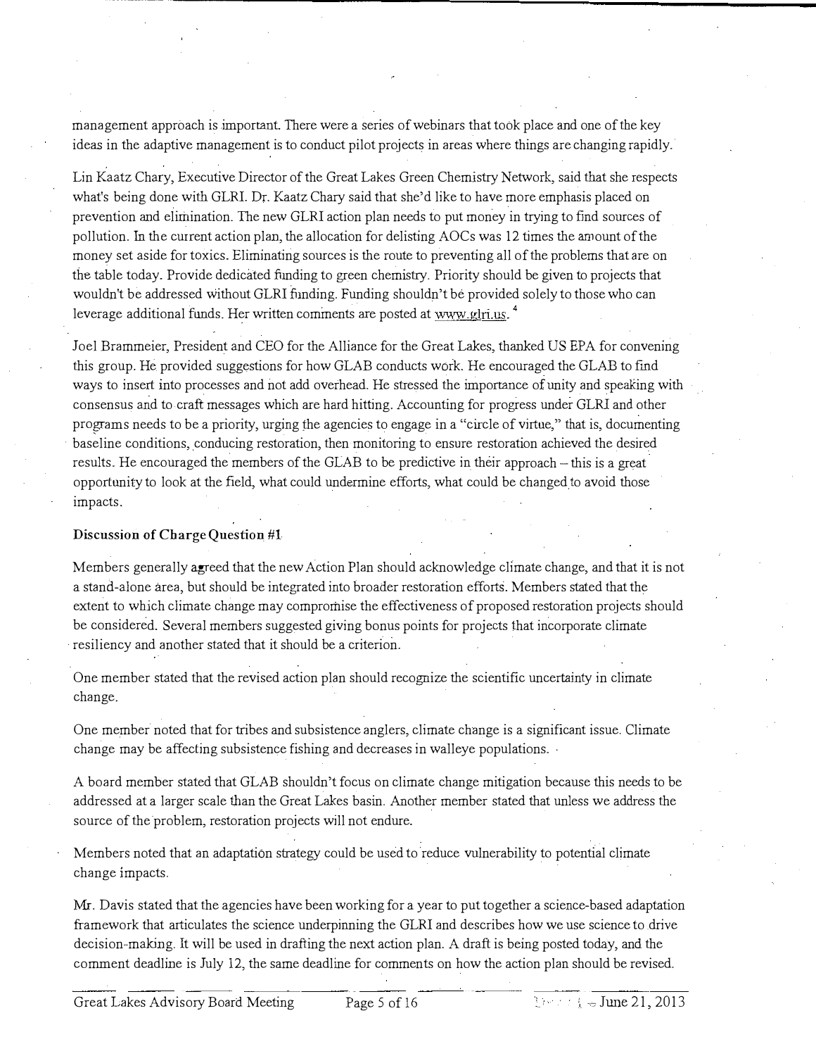management approach is important. There were a series of webinars that took place and one of the key ideas in the adaptive management is to conduct pilot projects in areas where things are changing rapidly.

Lin Kaatz Chary, Executive Director of the Great Lakes Green Chemistry Network, said that she respects what's being done with GLRI. Dr. Kaatz Chary said that she'd like to have more emphasis placed on prevention and elimination. The new GLRI action plan needs to put money in trying to find sources of pollution. In the current action plan, the allocation for delisting AOCs was 12 times the amount of the money set aside for toxics. Eliminating sources is the route to preventing all of the problems that are on the table today. Provide dedicated funding to green chemistry. Priority should be given to projects that wouldn't be addressed without GLRI funding. Funding shouldn't be provided solely to those who can leverage additional funds. Her written comments are posted at www.glri.us. [4]

Joel Brammeier, President and CEO for the Alliance for the Great Lakes, thanked US EPA for convening this group. He provided suggestions for how GLAB conducts work. He encouraged the GLAB to find ways to insert into processes and not add overhead. He stressed the importance of unity and speaking with consensus and to craft messages which are hard hitting. Accounting for progress under GLRI and other programs needs to be a priority, urging the agencies to engage in a "circle of virtue," that is, documenting baseline conditions, conducing restoration, then monitoring to ensure restoration achieved the desired results. He encouraged the members of the GLAB to be predictive in their approach – this is a great opportunity to look at the field, what could undermine efforts, what could be changed to avoid those impacts.

**Discussion of Charge Question #1**

Members generally agreed that the new Action Plan should acknowledge climate change, and that it is not a stand-alone area, but should be integrated into broader restoration efforts. Members stated that the extent to which climate change may compromise the effectiveness of proposed restoration projects should be considered. Several members suggested giving bonus points for projects that incorporate climate resiliency and another stated that it should be a criterion.

One member stated that the revised action plan should recognize the scientific uncertainty in climate change.

One member noted that for tribes and subsistence anglers, climate change is a significant issue. Climate change may be affecting subsistence fishing and decreases in walleye populations.

A board member stated that GLAB shouldn't focus on climate change mitigation because this needs to be addressed at a larger scale than the Great Lakes basin. Another member stated that unless we address the source of the problem, restoration projects will not endure.

Members noted that an adaptation strategy could be used to reduce vulnerability to potential climate change impacts.

Mr. Davis stated that the agencies have been working for a year to put together a science-based adaptation framework that articulates the science underpinning the GLRI and describes how we use science to drive decision-making. It will be used in drafting the next action plan. A draft is being posted today, and the comment deadline is July 12, the same deadline for comments on how the action plan should be revised.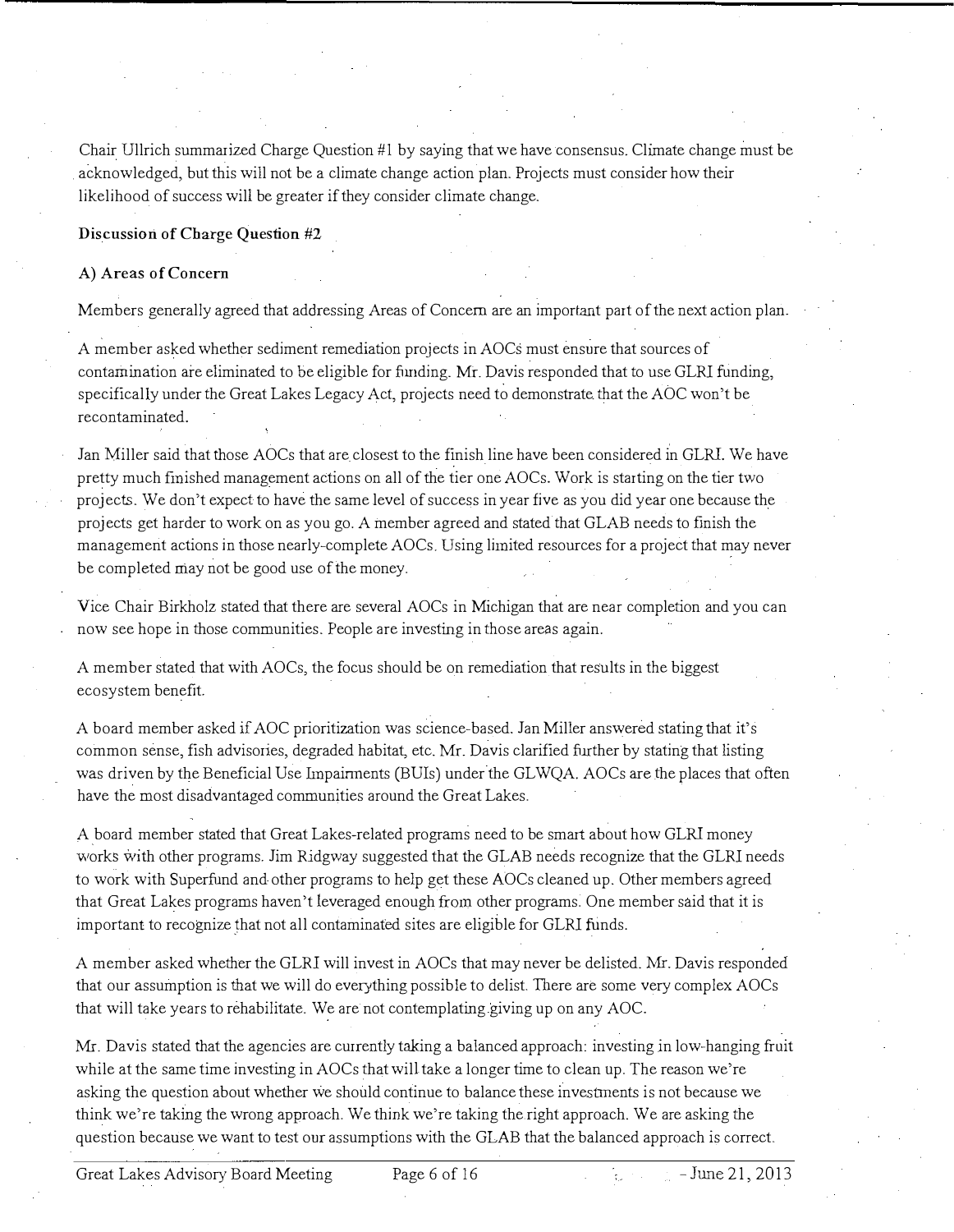Chair Ullrich summarized Charge Question #1 by saying that we have consensus. Climate change must be acknowledged, but this will not be a climate change action plan. Projects must consider how their likelihood of success will be greater if they consider climate change.

**Discussion of Charge Question #2**

**A) Areas of Concern**

Members generally agreed that addressing Areas of Concern are an important part of the next action plan.

A member asked whether sediment remediation projects in AOCs must ensure that sources of contamination are eliminated to be eligible for funding. Mr. Davis responded that to use GLRI funding, specifically under the Great Lakes Legacy Act, projects need to demonstrate that the AOC won't be recontaminated.

Jan Miller said that those AOCs that are closest to the finish line have been considered in GLRI. We have pretty much finished management actions on all of the tier one AOCs. Work is starting on the tier two projects. We don't expect to have the same level of success in year five as you did year one because the projects get harder to work on as you go. A member agreed and stated that GLAB needs to finish the management actions in those nearly-complete AOCs. Using limited resources for a project that may never be completed may not be good use of the money.

Vice Chair Birkholz stated that there are several AOCs in Michigan that are near completion and you can now see hope in those communities. People are investing in those areas again.

A member stated that with AOCs, the focus should be on remediation that results in the biggest ecosystem benefit.

A board member asked if AOC prioritization was science-based. Jan Miller answered stating that it's common sense, fish advisories, degraded habitat, etc. Mr. Davis clarified further by stating that listing was driven by the Beneficial Use Impairments (BUIs) under the GLWQA. AOCs are the places that often have the most disadvantaged communities around the Great Lakes.

A board member stated that Great Lakes-related programs need to be smart about how GLRI money works with other programs. Jim Ridgway suggested that the GLAB needs recognize that the GLRI needs to work with Superfund and other programs to help get these AOCs cleaned up. Other members agreed that Great Lakes programs haven't leveraged enough from other programs. One member said that it is important to recognize that not all contaminated sites are eligible for GLRI funds.

A member asked whether the GLRI will invest in AOCs that may never be delisted. Mr. Davis responded that our assumption is that we will do everything possible to delist. There are some very complex AOCs that will take years to rehabilitate. We are not contemplating giving up on any AOC.

Mr. Davis stated that the agencies are currently taking a balanced approach: investing in low-hanging fruit while at the same time investing in AOCs that will take a longer time to clean up. The reason we're asking the question about whether we should continue to balance these investments is not because we think we're taking the wrong approach. We think we're taking the right approach. We are asking the question because we want to test our assumptions with the GLAB that the balanced approach is correct.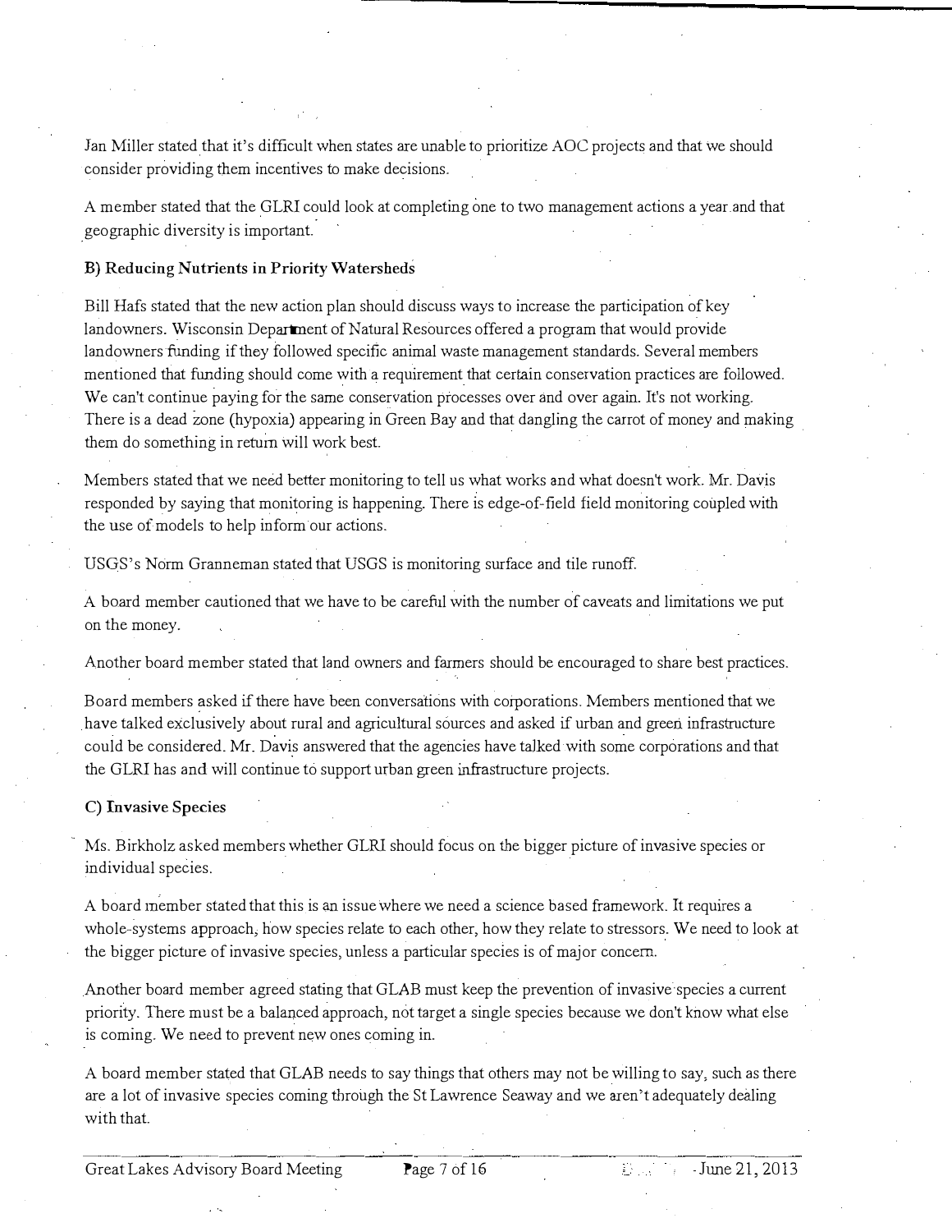Jan Miller stated that it's difficult when states are unable to prioritize AOC projects and that we should consider providing them incentives to make decisions.

A member stated that the GLRI could look at completing one to two management actions a year and that geographic diversity is important.

**B) Reducing Nutrients in Priority Watersheds**

Bill Hafs stated that the new action plan should discuss ways to increase the participation of key landowners. Wisconsin Department of Natural Resources offered a program that would provide landowners funding if they followed specific animal waste management standards. Several members mentioned that funding should come with a requirement that certain conservation practices are followed. We can't continue paying for the same conservation processes over and over again. It's not working. There is a dead zone (hypoxia) appearing in Green Bay and that dangling the carrot of money and making them do something in return will work best.

Members stated that we need better monitoring to tell us what works and what doesn't work. Mr. Davis responded by saying that monitoring is happening. There is edge-of-field field monitoring coupled with the use of models to help inform our actions.

USGS's Norm Granneman stated that USGS is monitoring surface and tile runoff.

A board member cautioned that we have to be careful with the number of caveats and limitations we put on the money.

Another board member stated that land owners and farmers should be encouraged to share best practices.

Board members asked if there have been conversations with corporations. Members mentioned that we have talked exclusively about rural and agricultural sources and asked if urban and green infrastructure could be considered. Mr. Davis answered that the agencies have talked with some corporations and that the GLRI has and will continue to support urban green infrastructure projects.

**C) Invasive Species**

Ms. Birkholz asked members whether GLRI should focus on the bigger picture of invasive species or individual species.

A board member stated that this is an issue where we need a science based framework. It requires a whole-systems approach, how species relate to each other, how they relate to stressors. We need to look at the bigger picture of invasive species, unless a particular species is of major concern.

Another board member agreed stating that GLAB must keep the prevention of invasive species a current priority. There must be a balanced approach, not target a single species because we don't know what else is coming. We need to prevent new ones coming in.

A board member stated that GLAB needs to say things that others may not be willing to say, such as there are a lot of invasive species coming through the St Lawrence Seaway and we aren't adequately dealing with that.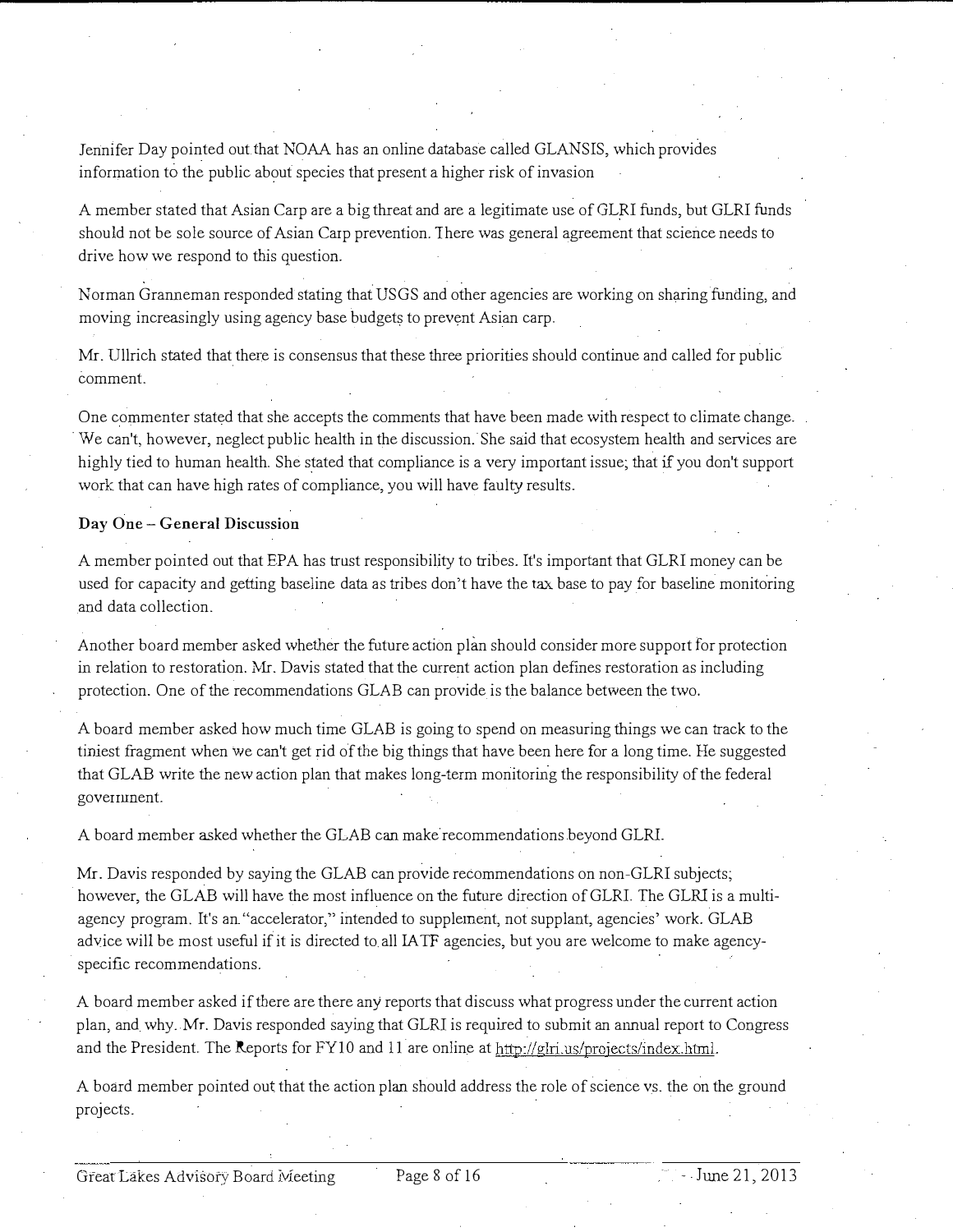Jennifer Day pointed out that NOAA has an online database called GLANSIS, which provides information to the public about species that present a higher risk of invasion

A member stated that Asian Carp are a big threat and are a legitimate use of GLRI funds, but GLRI funds should not be sole source of Asian Carp prevention. There was general agreement that science needs to drive how we respond to this question.

Norman Granneman responded stating that USGS and other agencies are working on sharing funding, and moving increasingly using agency base budgets to prevent Asian carp.

Mr. Ullrich stated that there is consensus that these three priorities should continue and called for public comment.

One commenter stated that she accepts the comments that have been made with respect to climate change. We can't, however, neglect public health in the discussion. She said that ecosystem health and services are highly tied to human health. She stated that compliance is a very important issue; that if you don't support work that can have high rates of compliance, you will have faulty results.

**Day One – General Discussion**

A member pointed out that EPA has trust responsibility to tribes. It's important that GLRI money can be used for capacity and getting baseline data as tribes don't have the tax base to pay for baseline monitoring and data collection.

Another board member asked whether the future action plan should consider more support for protection in relation to restoration. Mr. Davis stated that the current action plan defines restoration as including protection. One of the recommendations GLAB can provide is the balance between the two.

A board member asked how much time GLAB is going to spend on measuring things we can track to the tiniest fragment when we can't get rid of the big things that have been here for a long time. He suggested that GLAB write the new action plan that makes long-term monitoring the responsibility of the federal government.

A board member asked whether the GLAB can make recommendations beyond GLRI.

Mr. Davis responded by saying the GLAB can provide recommendations on non-GLRI subjects; however, the GLAB will have the most influence on the future direction of GLRI. The GLRI is a multi-agency program. It's an "accelerator," intended to supplement, not supplant, agencies' work. GLAB advice will be most useful if it is directed to all IATF agencies, but you are welcome to make agency-specific recommendations.

A board member asked if there are there any reports that discuss what progress under the current action plan, and why. Mr. Davis responded saying that GLRI is required to submit an annual report to Congress and the President. The Reports for FY10 and 11 are online at http://glri.us/projects/index.html.

A board member pointed out that the action plan should address the role of science vs. the on the ground projects.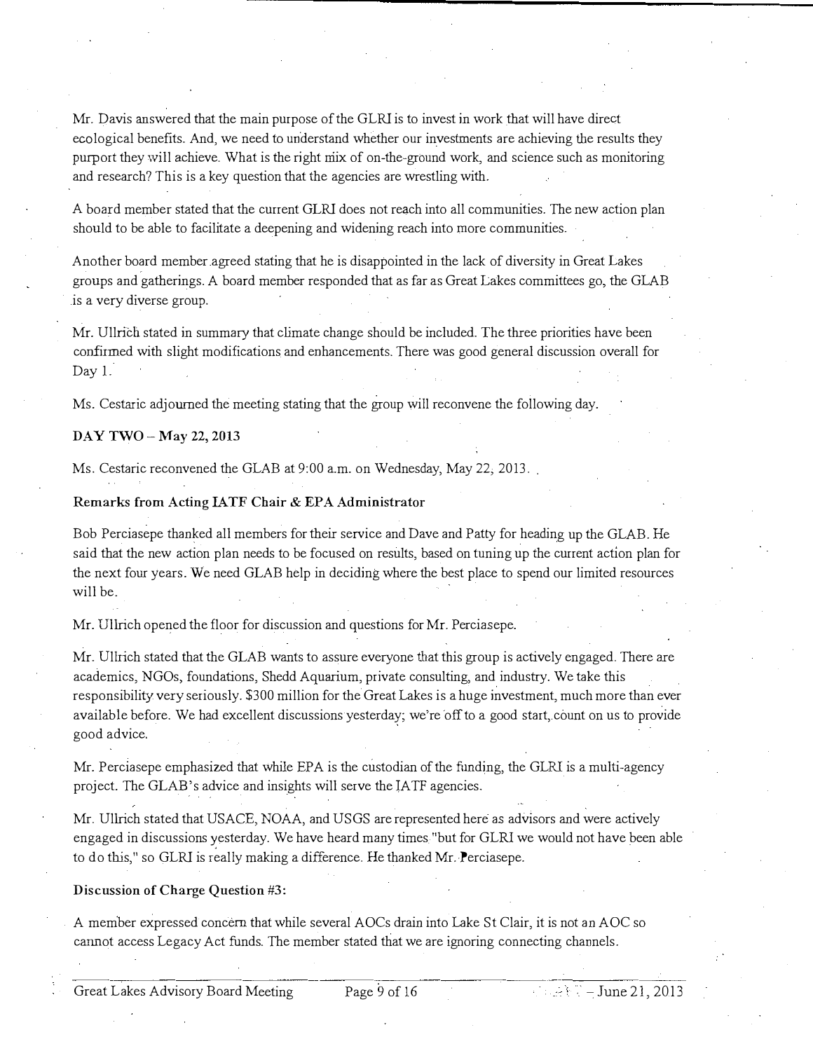Mr. Davis answered that the main purpose of the GLRI is to invest in work that will have direct ecological benefits. And, we need to understand whether our investments are achieving the results they purport they will achieve. What is the right mix of on-the-ground work, and science such as monitoring and research? This is a key question that the agencies are wrestling with.

A board member stated that the current GLRI does not reach into all communities. The new action plan should to be able to facilitate a deepening and widening reach into more communities.

Another board member agreed stating that he is disappointed in the lack of diversity in Great Lakes groups and gatherings. A board member responded that as far as Great Lakes committees go, the GLAB is a very diverse group.

Mr. Ullrich stated in summary that climate change should be included. The three priorities have been confirmed with slight modifications and enhancements. There was good general discussion overall for Day 1.

Ms. Cestaric adjourned the meeting stating that the group will reconvene the following day.

## DAY TWO – May 22, 2013

Ms. Cestaric reconvened the GLAB at 9:00 a.m. on Wednesday, May 22, 2013.

### Remarks from Acting IATF Chair & EPA Administrator

Bob Perciasepe thanked all members for their service and Dave and Patty for heading up the GLAB. He said that the new action plan needs to be focused on results, based on tuning up the current action plan for the next four years. We need GLAB help in deciding where the best place to spend our limited resources will be.

Mr. Ullrich opened the floor for discussion and questions for Mr. Perciasepe.

Mr. Ullrich stated that the GLAB wants to assure everyone that this group is actively engaged. There are academics, NGOs, foundations, Shedd Aquarium, private consulting, and industry. We take this responsibility very seriously. $300 million for the Great Lakes is a huge investment, much more than ever available before. We had excellent discussions yesterday; we're off to a good start, count on us to provide good advice.

Mr. Perciasepe emphasized that while EPA is the custodian of the funding, the GLRI is a multi-agency project. The GLAB's advice and insights will serve the IATF agencies.

Mr. Ullrich stated that USACE, NOAA, and USGS are represented here as advisors and were actively engaged in discussions yesterday. We have heard many times "but for GLRI we would not have been able to do this," so GLRI is really making a difference. He thanked Mr. Perciasepe.

### Discussion of Charge Question #3:

A member expressed concern that while several AOCs drain into Lake St Clair, it is not an AOC so cannot access Legacy Act funds. The member stated that we are ignoring connecting channels.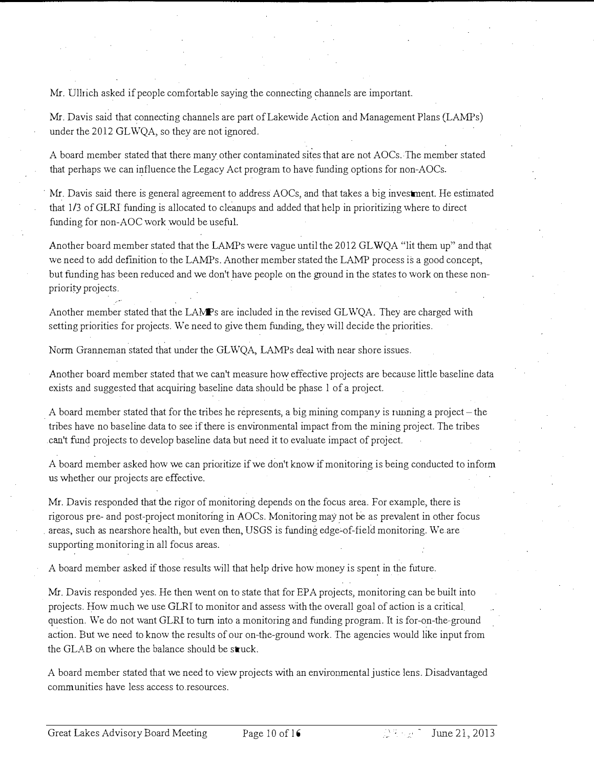Mr. Ullrich asked if people comfortable saying the connecting channels are important.

Mr. Davis said that connecting channels are part of Lakewide Action and Management Plans (LAMPs) under the 2012 GLWQA, so they are not ignored.

A board member stated that there many other contaminated sites that are not AOCs. The member stated that perhaps we can influence the Legacy Act program to have funding options for non-AOCs.

Mr. Davis said there is general agreement to address AOCs, and that takes a big investment. He estimated that 1/3 of GLRI funding is allocated to cleanups and added that help in prioritizing where to direct funding for non-AOC work would be useful.

Another board member stated that the LAMPs were vague until the 2012 GLWQA "lit them up" and that we need to add definition to the LAMPs. Another member stated the LAMP process is a good concept, but funding has been reduced and we don't have people on the ground in the states to work on these non-priority projects.

Another member stated that the LAMPs are included in the revised GLWQA. They are charged with setting priorities for projects. We need to give them funding, they will decide the priorities.

Norm Granneman stated that under the GLWQA, LAMPs deal with near shore issues.

Another board member stated that we can't measure how effective projects are because little baseline data exists and suggested that acquiring baseline data should be phase 1 of a project.

A board member stated that for the tribes he represents, a big mining company is running a project – the tribes have no baseline data to see if there is environmental impact from the mining project. The tribes can't fund projects to develop baseline data but need it to evaluate impact of project.

A board member asked how we can prioritize if we don't know if monitoring is being conducted to inform us whether our projects are effective.

Mr. Davis responded that the rigor of monitoring depends on the focus area. For example, there is rigorous pre- and post-project monitoring in AOCs. Monitoring may not be as prevalent in other focus areas, such as nearshore health, but even then, USGS is funding edge-of-field monitoring. We are supporting monitoring in all focus areas.

A board member asked if those results will that help drive how money is spent in the future.

Mr. Davis responded yes. He then went on to state that for EPA projects, monitoring can be built into projects. How much we use GLRI to monitor and assess with the overall goal of action is a critical question. We do not want GLRI to turn into a monitoring and funding program. It is for-on-the-ground action. But we need to know the results of our on-the-ground work. The agencies would like input from the GLAB on where the balance should be struck.

A board member stated that we need to view projects with an environmental justice lens. Disadvantaged communities have less access to resources.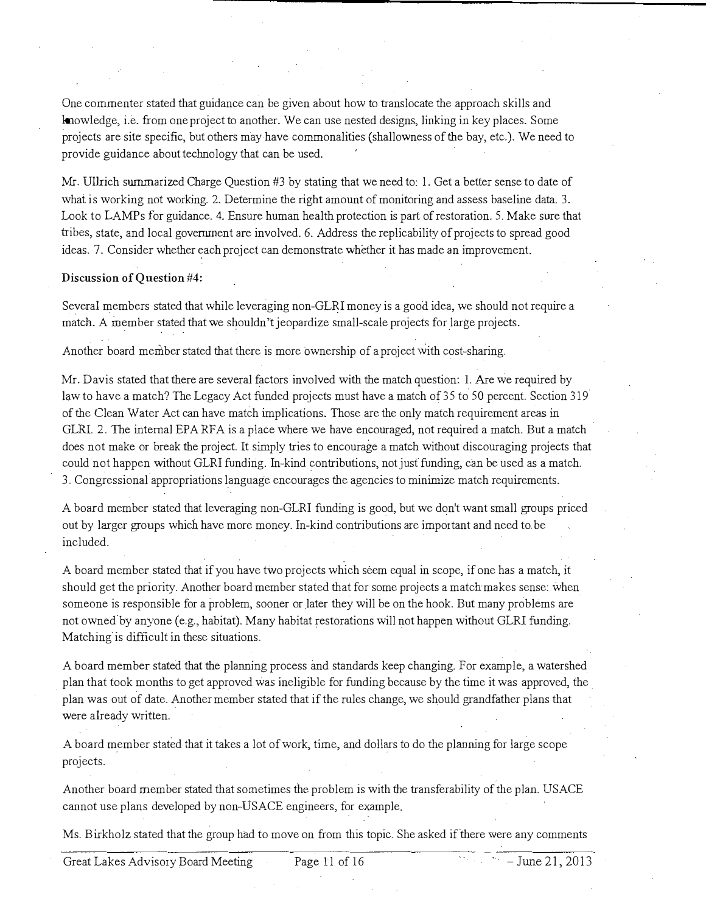One commenter stated that guidance can be given about how to translocate the approach skills and knowledge, i.e. from one project to another. We can use nested designs, linking in key places. Some projects are site specific, but others may have commonalities (shallowness of the bay, etc.). We need to provide guidance about technology that can be used.

Mr. Ullrich summarized Charge Question #3 by stating that we need to: 1. Get a better sense to date of what is working not working. 2. Determine the right amount of monitoring and assess baseline data. 3. Look to LAMPs for guidance. 4. Ensure human health protection is part of restoration. 5. Make sure that tribes, state, and local government are involved. 6. Address the replicability of projects to spread good ideas. 7. Consider whether each project can demonstrate whether it has made an improvement.

**Discussion of Question #4:**

Several members stated that while leveraging non-GLRI money is a good idea, we should not require a match. A member stated that we shouldn't jeopardize small-scale projects for large projects.

Another board member stated that there is more ownership of a project with cost-sharing.

Mr. Davis stated that there are several factors involved with the match question: 1. Are we required by law to have a match? The Legacy Act funded projects must have a match of 35 to 50 percent. Section 319 of the Clean Water Act can have match implications. Those are the only match requirement areas in GLRI. 2. The internal EPA RFA is a place where we have encouraged, not required a match. But a match does not make or break the project. It simply tries to encourage a match without discouraging projects that could not happen without GLRI funding. In-kind contributions, not just funding, can be used as a match. 3. Congressional appropriations language encourages the agencies to minimize match requirements.

A board member stated that leveraging non-GLRI funding is good, but we don't want small groups priced out by larger groups which have more money. In-kind contributions are important and need to be included.

A board member stated that if you have two projects which seem equal in scope, if one has a match, it should get the priority. Another board member stated that for some projects a match makes sense: when someone is responsible for a problem, sooner or later they will be on the hook. But many problems are not owned by anyone (e.g., habitat). Many habitat restorations will not happen without GLRI funding. Matching is difficult in these situations.

A board member stated that the planning process and standards keep changing. For example, a watershed plan that took months to get approved was ineligible for funding because by the time it was approved, the plan was out of date. Another member stated that if the rules change, we should grandfather plans that were already written.

A board member stated that it takes a lot of work, time, and dollars to do the planning for large scope projects.

Another board member stated that sometimes the problem is with the transferability of the plan. USACE cannot use plans developed by non-USACE engineers, for example.

Ms. Birkholz stated that the group had to move on from this topic. She asked if there were any comments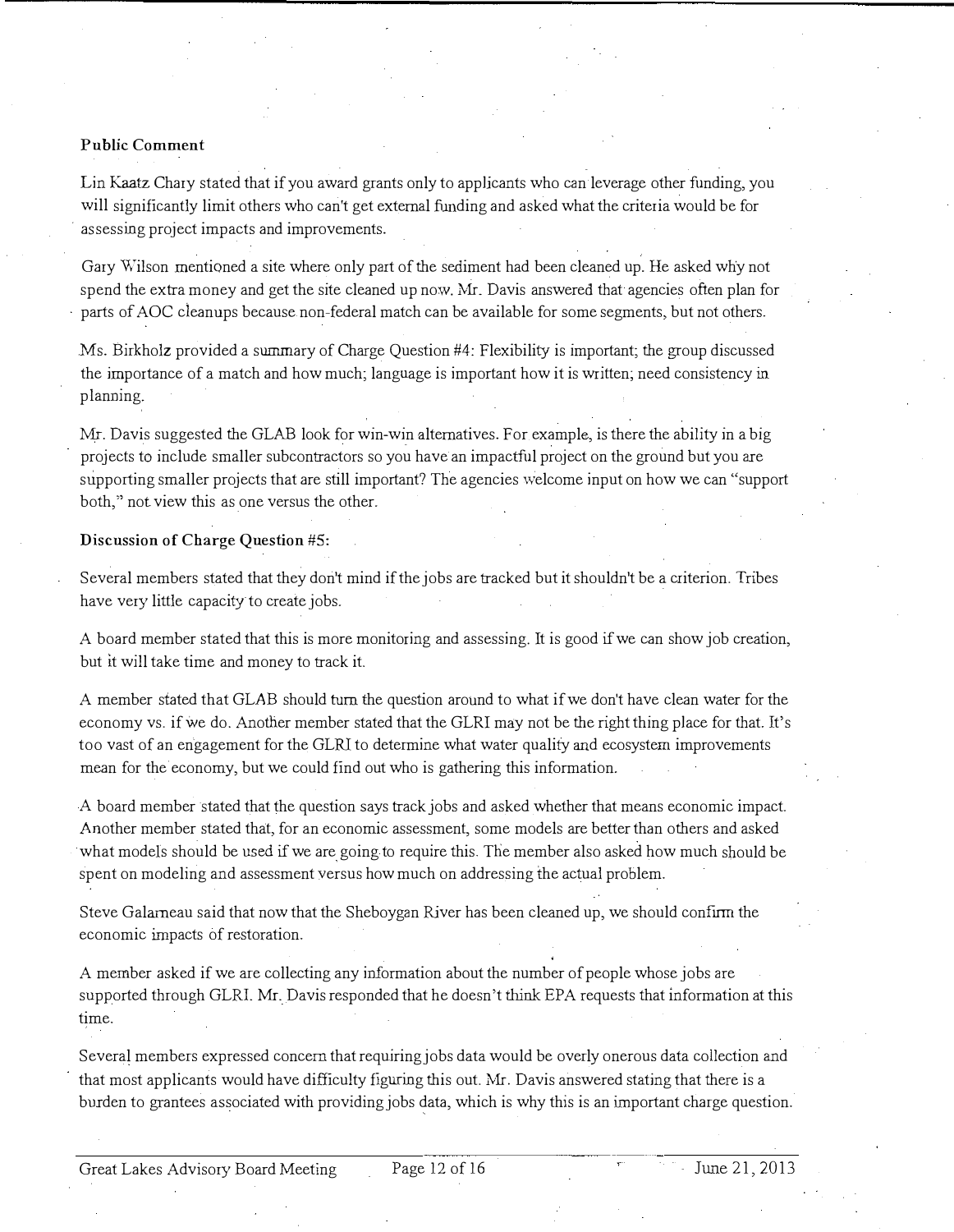**Public Comment**

Lin Kaatz Chary stated that if you award grants only to applicants who can leverage other funding, you will significantly limit others who can't get external funding and asked what the criteria would be for assessing project impacts and improvements.

Gary Wilson mentioned a site where only part of the sediment had been cleaned up. He asked why not spend the extra money and get the site cleaned up now. Mr. Davis answered that agencies often plan for parts of AOC cleanups because non-federal match can be available for some segments, but not others.

Ms. Birkholz provided a summary of Charge Question #4: Flexibility is important; the group discussed the importance of a match and how much; language is important how it is written; need consistency in planning.

Mr. Davis suggested the GLAB look for win-win alternatives. For example, is there the ability in a big projects to include smaller subcontractors so you have an impactful project on the ground but you are supporting smaller projects that are still important? The agencies welcome input on how we can "support both," not view this as one versus the other.

**Discussion of Charge Question #5:**

Several members stated that they don't mind if the jobs are tracked but it shouldn't be a criterion. Tribes have very little capacity to create jobs.

A board member stated that this is more monitoring and assessing. It is good if we can show job creation, but it will take time and money to track it.

A member stated that GLAB should turn the question around to what if we don't have clean water for the economy vs. if we do. Another member stated that the GLRI may not be the right thing place for that. It's too vast of an engagement for the GLRI to determine what water quality and ecosystem improvements mean for the economy, but we could find out who is gathering this information.

A board member stated that the question says track jobs and asked whether that means economic impact. Another member stated that, for an economic assessment, some models are better than others and asked what models should be used if we are going to require this. The member also asked how much should be spent on modeling and assessment versus how much on addressing the actual problem.

Steve Galarneau said that now that the Sheboygan River has been cleaned up, we should confirm the economic impacts of restoration.

A member asked if we are collecting any information about the number of people whose jobs are supported through GLRI. Mr. Davis responded that he doesn't think EPA requests that information at this time.

Several members expressed concern that requiring jobs data would be overly onerous data collection and that most applicants would have difficulty figuring this out. Mr. Davis answered stating that there is a burden to grantees associated with providing jobs data, which is why this is an important charge question.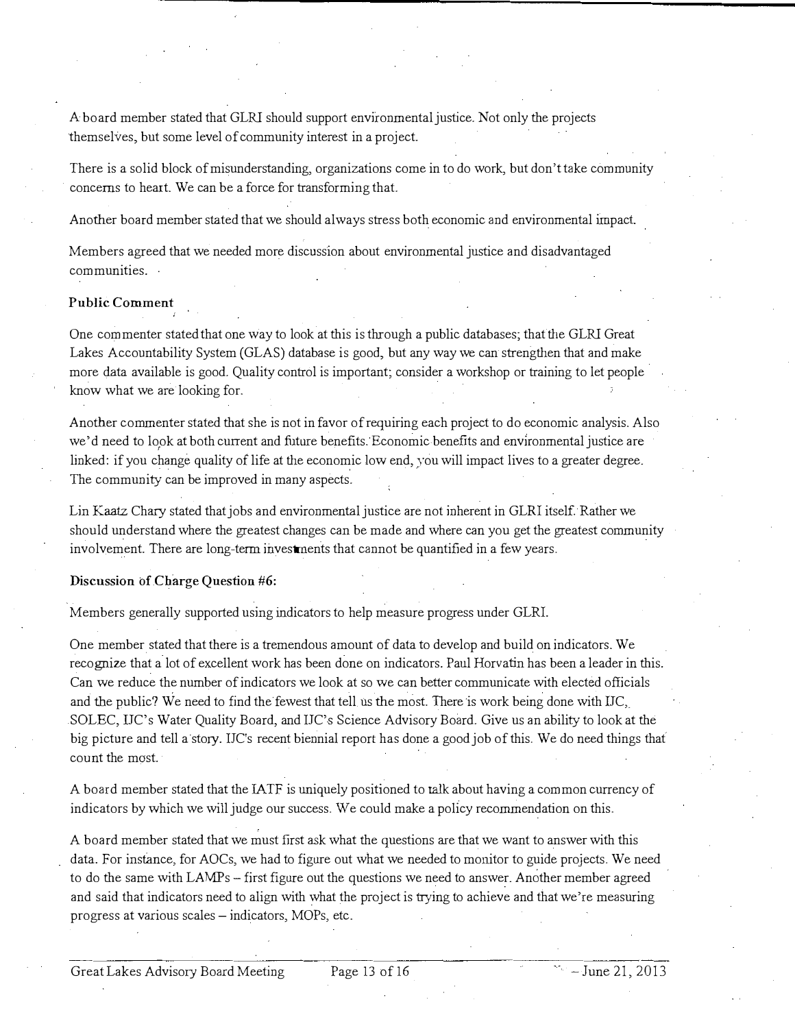A board member stated that GLRI should support environmental justice. Not only the projects themselves, but some level of community interest in a project.

There is a solid block of misunderstanding, organizations come in to do work, but don't take community concerns to heart. We can be a force for transforming that.

Another board member stated that we should always stress both economic and environmental impact.

Members agreed that we needed more discussion about environmental justice and disadvantaged communities.

**Public Comment**

One commenter stated that one way to look at this is through a public databases; that the GLRI Great Lakes Accountability System (GLAS) database is good, but any way we can strengthen that and make more data available is good. Quality control is important; consider a workshop or training to let people know what we are looking for.

Another commenter stated that she is not in favor of requiring each project to do economic analysis. Also we'd need to look at both current and future benefits. Economic benefits and environmental justice are linked: if you change quality of life at the economic low end, you will impact lives to a greater degree. The community can be improved in many aspects.

Lin Kaatz Chary stated that jobs and environmental justice are not inherent in GLRI itself. Rather we should understand where the greatest changes can be made and where can you get the greatest community involvement. There are long-term investments that cannot be quantified in a few years.

**Discussion of Charge Question #6:**

Members generally supported using indicators to help measure progress under GLRI.

One member stated that there is a tremendous amount of data to develop and build on indicators. We recognize that a lot of excellent work has been done on indicators. Paul Horvatin has been a leader in this. Can we reduce the number of indicators we look at so we can better communicate with elected officials and the public? We need to find the fewest that tell us the most. There is work being done with IJC, SOLEC, IJC's Water Quality Board, and IJC's Science Advisory Board. Give us an ability to look at the big picture and tell a story. IJC's recent biennial report has done a good job of this. We do need things that count the most.

A board member stated that the IATF is uniquely positioned to talk about having a common currency of indicators by which we will judge our success. We could make a policy recommendation on this.

A board member stated that we must first ask what the questions are that we want to answer with this data. For instance, for AOCs, we had to figure out what we needed to monitor to guide projects. We need to do the same with LAMPs – first figure out the questions we need to answer. Another member agreed and said that indicators need to align with what the project is trying to achieve and that we're measuring progress at various scales – indicators, MOPs, etc.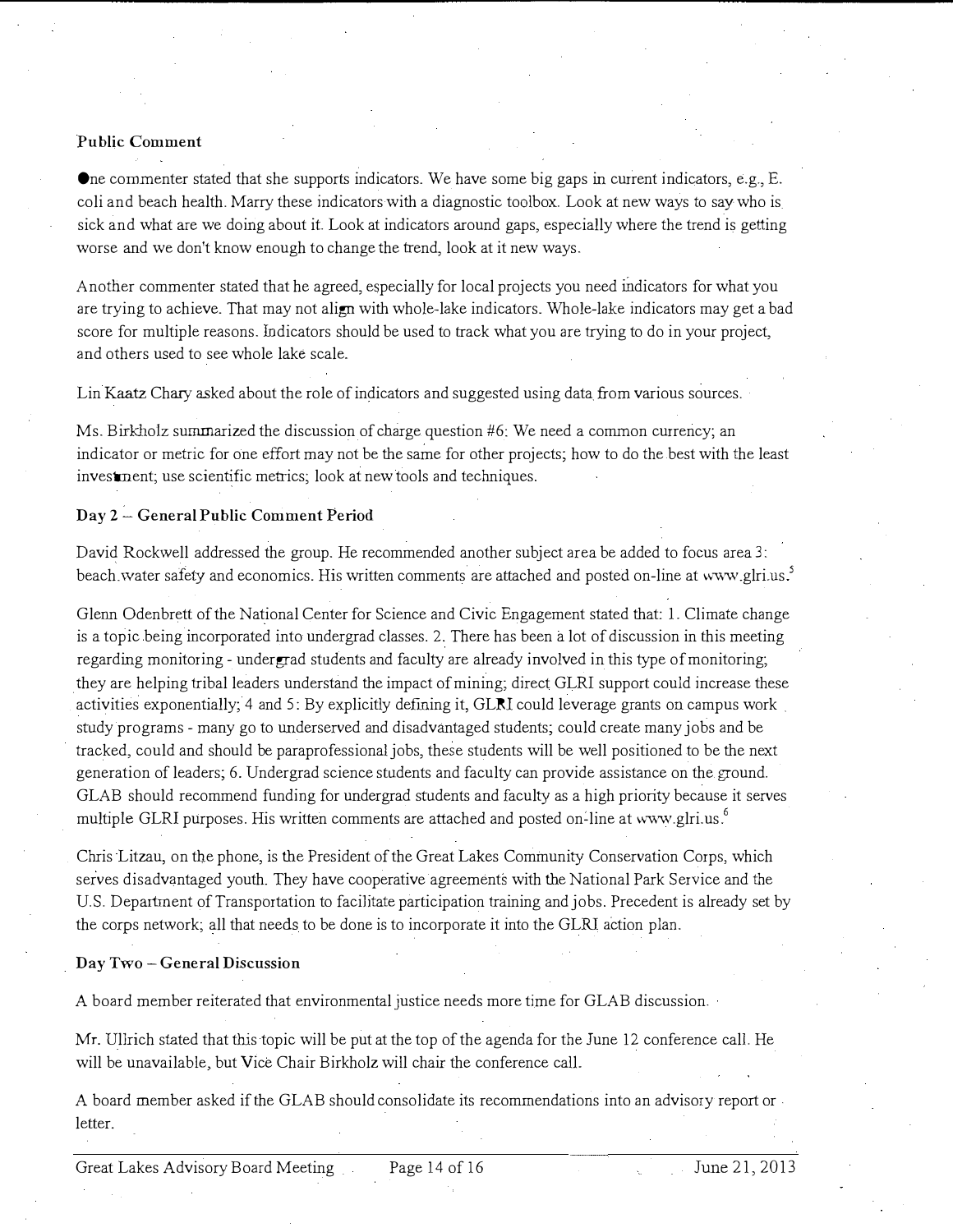**Public Comment**

One commenter stated that she supports indicators. We have some big gaps in current indicators, e.g., E. coli and beach health. Marry these indicators with a diagnostic toolbox. Look at new ways to say who is sick and what are we doing about it. Look at indicators around gaps, especially where the trend is getting worse and we don't know enough to change the trend, look at it new ways.

Another commenter stated that he agreed, especially for local projects you need indicators for what you are trying to achieve. That may not align with whole-lake indicators. Whole-lake indicators may get a bad score for multiple reasons. Indicators should be used to track what you are trying to do in your project, and others used to see whole lake scale.

Lin Kaatz Chary asked about the role of indicators and suggested using data from various sources.

Ms. Birkholz summarized the discussion of charge question #6: We need a common currency; an indicator or metric for one effort may not be the same for other projects; how to do the best with the least investment; use scientific metrics; look at new tools and techniques.

**Day 2 – General Public Comment Period**

David Rockwell addressed the group. He recommended another subject area be added to focus area 3: beach water safety and economics. His written comments are attached and posted on-line at www.glri.us.[5]

Glenn Odenbrett of the National Center for Science and Civic Engagement stated that: 1. Climate change is a topic being incorporated into undergrad classes. 2. There has been a lot of discussion in this meeting regarding monitoring - undergrad students and faculty are already involved in this type of monitoring; they are helping tribal leaders understand the impact of mining; direct GLRI support could increase these activities exponentially; 4 and 5: By explicitly defining it, GLRI could leverage grants on campus work study programs - many go to underserved and disadvantaged students; could create many jobs and be tracked, could and should be paraprofessional jobs, these students will be well positioned to be the next generation of leaders; 6. Undergrad science students and faculty can provide assistance on the ground. GLAB should recommend funding for undergrad students and faculty as a high priority because it serves multiple GLRI purposes. His written comments are attached and posted on-line at www.glri.us.[6]

Chris Litzau, on the phone, is the President of the Great Lakes Community Conservation Corps, which serves disadvantaged youth. They have cooperative agreements with the National Park Service and the U.S. Department of Transportation to facilitate participation training and jobs. Precedent is already set by the corps network; all that needs to be done is to incorporate it into the GLRI action plan.

**Day Two – General Discussion**

A board member reiterated that environmental justice needs more time for GLAB discussion.

Mr. Ullrich stated that this topic will be put at the top of the agenda for the June 12 conference call. He will be unavailable, but Vice Chair Birkholz will chair the conference call.

A board member asked if the GLAB should consolidate its recommendations into an advisory report or letter.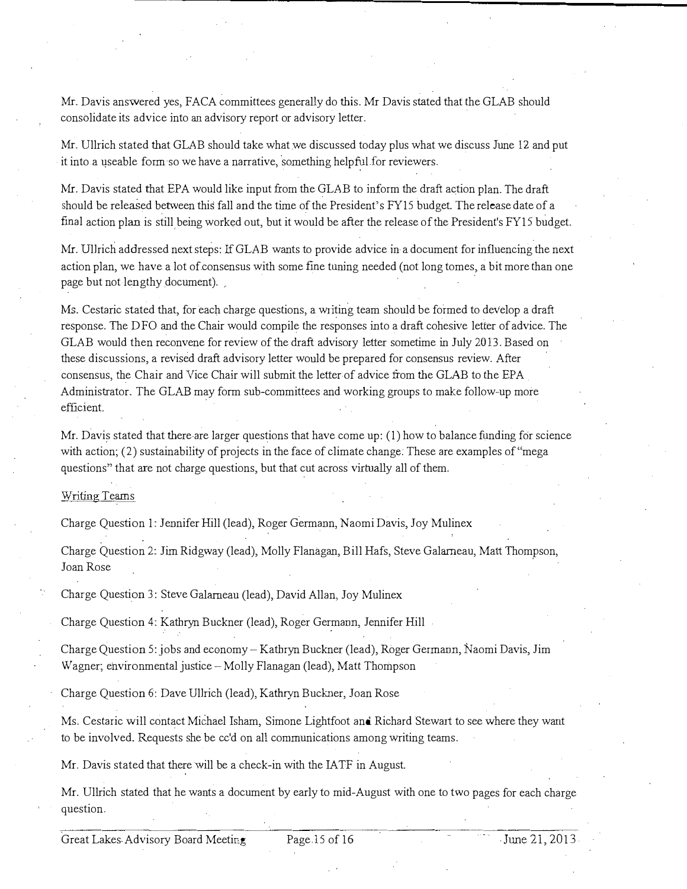Mr. Davis answered yes, FACA committees generally do this. Mr Davis stated that the GLAB should consolidate its advice into an advisory report or advisory letter.

Mr. Ullrich stated that GLAB should take what we discussed today plus what we discuss June 12 and put it into a useable form so we have a narrative, something helpful for reviewers.

Mr. Davis stated that EPA would like input from the GLAB to inform the draft action plan. The draft should be released between this fall and the time of the President's FY15 budget. The release date of a final action plan is still being worked out, but it would be after the release of the President's FY15 budget.

Mr. Ullrich addressed next steps: If GLAB wants to provide advice in a document for influencing the next action plan, we have a lot of consensus with some fine tuning needed (not long tomes, a bit more than one page but not lengthy document).

Ms. Cestaric stated that, for each charge questions, a writing team should be formed to develop a draft response. The DFO and the Chair would compile the responses into a draft cohesive letter of advice. The GLAB would then reconvene for review of the draft advisory letter sometime in July 2013. Based on these discussions, a revised draft advisory letter would be prepared for consensus review. After consensus, the Chair and Vice Chair will submit the letter of advice from the GLAB to the EPA Administrator. The GLAB may form sub-committees and working groups to make follow-up more efficient.

Mr. Davis stated that there are larger questions that have come up: (1) how to balance funding for science with action; (2) sustainability of projects in the face of climate change. These are examples of "mega questions" that are not charge questions, but that cut across virtually all of them.

Writing Teams

Charge Question 1: Jennifer Hill (lead), Roger Germann, Naomi Davis, Joy Mulinex

Charge Question 2: Jim Ridgway (lead), Molly Flanagan, Bill Hafs, Steve Galarneau, Matt Thompson, Joan Rose

Charge Question 3: Steve Galarneau (lead), David Allan, Joy Mulinex

Charge Question 4: Kathryn Buckner (lead), Roger Germann, Jennifer Hill

Charge Question 5: jobs and economy – Kathryn Buckner (lead), Roger Germann, Naomi Davis, Jim Wagner; environmental justice – Molly Flanagan (lead), Matt Thompson

Charge Question 6: Dave Ullrich (lead), Kathryn Buckner, Joan Rose

Ms. Cestaric will contact Michael Isham, Simone Lightfoot and Richard Stewart to see where they want to be involved. Requests she be cc'd on all communications among writing teams.

Mr. Davis stated that there will be a check-in with the IATF in August.

Mr. Ullrich stated that he wants a document by early to mid-August with one to two pages for each charge question.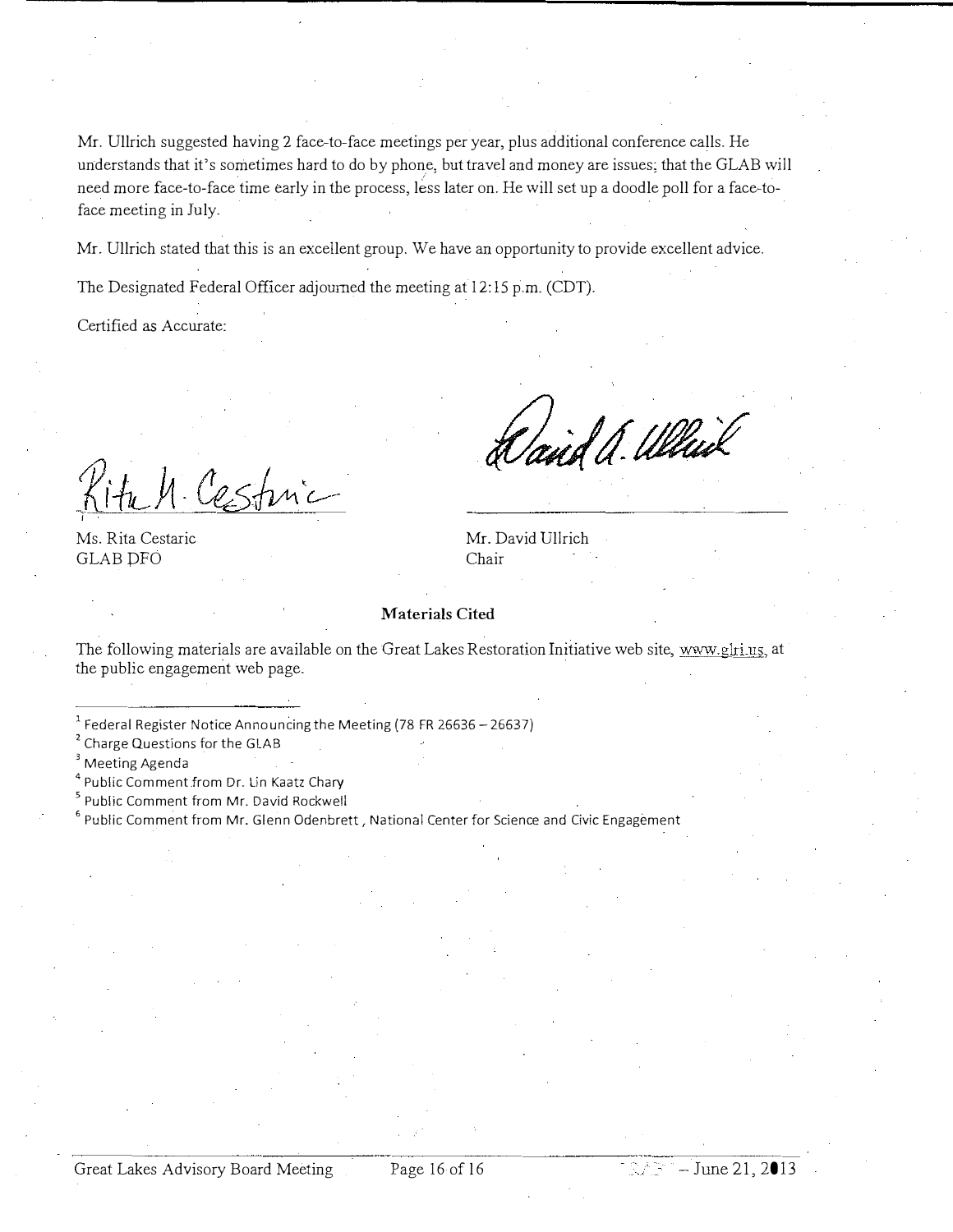Mr. Ullrich suggested having 2 face-to-face meetings per year, plus additional conference calls. He understands that it's sometimes hard to do by phone, but travel and money are issues; that the GLAB will need more face-to-face time early in the process, less later on. He will set up a doodle poll for a face-to-face meeting in July.

Mr. Ullrich stated that this is an excellent group. We have an opportunity to provide excellent advice.

The Designated Federal Officer adjourned the meeting at 12:15 p.m. (CDT).

Certified as Accurate:

| | |
|---|---|
| Ms. Rita Cestaric | Mr. David Ullrich |
| GLAB DFO | Chair |

**Materials Cited**

The following materials are available on the Great Lakes Restoration Initiative web site, www.glri.us, at the public engagement web page.

---

[1] Federal Register Notice Announcing the Meeting (78 FR 26636 – 26637)

[2] Charge Questions for the GLAB

[3] Meeting Agenda

[4] Public Comment from Dr. Lin Kaatz Chary

[5] Public Comment from Mr. David Rockwell

[6] Public Comment from Mr. Glenn Odenbrett, National Center for Science and Civic Engagement